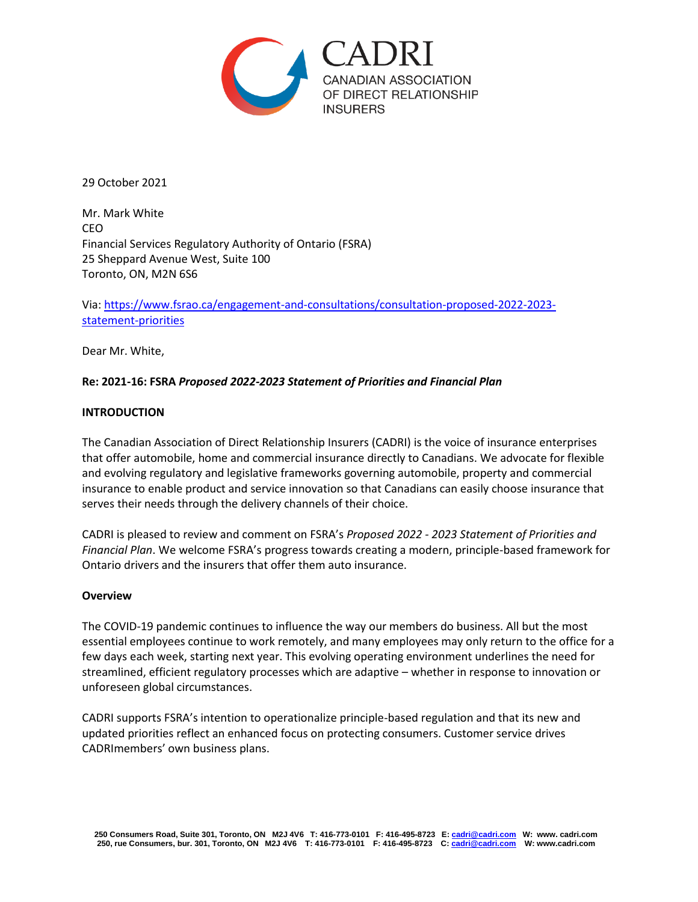CADRI
CANADIAN ASSOCIATION
OF DIRECT RELATIONSHIP
INSURERS

29 October 2021

Mr. Mark White
CEO
Financial Services Regulatory Authority of Ontario (FSRA)
25 Sheppard Avenue West, Suite 100
Toronto, ON, M2N 6S6

Via: [https://www.fsrao.ca/engagement-and-consultations/consultation-proposed-2022-2023-statement-priorities](https://www.fsrao.ca/engagement-and-consultations/consultation-proposed-2022-2023-statement-priorities)

Dear Mr. White,

**Re: 2021-16: FSRA *Proposed 2022-2023 Statement of Priorities and Financial Plan***

**INTRODUCTION**

The Canadian Association of Direct Relationship Insurers (CADRI) is the voice of insurance enterprises that offer automobile, home and commercial insurance directly to Canadians. We advocate for flexible and evolving regulatory and legislative frameworks governing automobile, property and commercial insurance to enable product and service innovation so that Canadians can easily choose insurance that serves their needs through the delivery channels of their choice.

CADRI is pleased to review and comment on FSRA's *Proposed 2022 - 2023 Statement of Priorities and Financial Plan*. We welcome FSRA's progress towards creating a modern, principle-based framework for Ontario drivers and the insurers that offer them auto insurance.

**Overview**

The COVID-19 pandemic continues to influence the way our members do business. All but the most essential employees continue to work remotely, and many employees may only return to the office for a few days each week, starting next year. This evolving operating environment underlines the need for streamlined, efficient regulatory processes which are adaptive – whether in response to innovation or unforeseen global circumstances.

CADRI supports FSRA's intention to operationalize principle-based regulation and that its new and updated priorities reflect an enhanced focus on protecting consumers. Customer service drives CADRImembers' own business plans.

250 Consumers Road, Suite 301, Toronto, ON M2J 4V6 T: 416-773-0101 F: 416-495-8723 E: cadri@cadri.com W: www. cadri.com
250, rue Consumers, bur. 301, Toronto, ON M2J 4V6 T: 416-773-0101 F: 416-495-8723 C: cadri@cadri.com W: www.cadri.com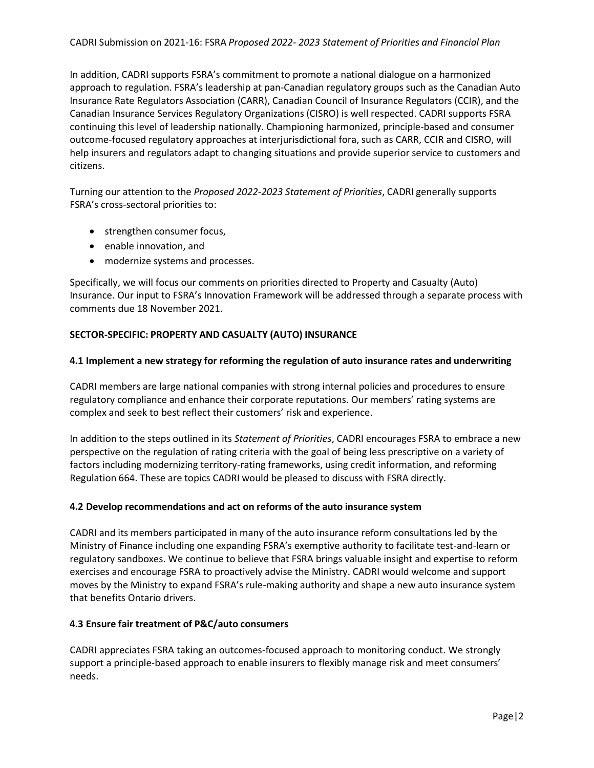In addition, CADRI supports FSRA's commitment to promote a national dialogue on a harmonized approach to regulation. FSRA's leadership at pan-Canadian regulatory groups such as the Canadian Auto Insurance Rate Regulators Association (CARR), Canadian Council of Insurance Regulators (CCIR), and the Canadian Insurance Services Regulatory Organizations (CISRO) is well respected. CADRI supports FSRA continuing this level of leadership nationally. Championing harmonized, principle-based and consumer outcome-focused regulatory approaches at interjurisdictional fora, such as CARR, CCIR and CISRO, will help insurers and regulators adapt to changing situations and provide superior service to customers and citizens.

Turning our attention to the *Proposed 2022-2023 Statement of Priorities*, CADRI generally supports FSRA's cross-sectoral priorities to:

- strengthen consumer focus,
- enable innovation, and
- modernize systems and processes.

Specifically, we will focus our comments on priorities directed to Property and Casualty (Auto) Insurance. Our input to FSRA's Innovation Framework will be addressed through a separate process with comments due 18 November 2021.

**SECTOR-SPECIFIC: PROPERTY AND CASUALTY (AUTO) INSURANCE**

**4.1 Implement a new strategy for reforming the regulation of auto insurance rates and underwriting**

CADRI members are large national companies with strong internal policies and procedures to ensure regulatory compliance and enhance their corporate reputations. Our members' rating systems are complex and seek to best reflect their customers' risk and experience.

In addition to the steps outlined in its *Statement of Priorities*, CADRI encourages FSRA to embrace a new perspective on the regulation of rating criteria with the goal of being less prescriptive on a variety of factors including modernizing territory-rating frameworks, using credit information, and reforming Regulation 664. These are topics CADRI would be pleased to discuss with FSRA directly.

**4.2 Develop recommendations and act on reforms of the auto insurance system**

CADRI and its members participated in many of the auto insurance reform consultations led by the Ministry of Finance including one expanding FSRA's exemptive authority to facilitate test-and-learn or regulatory sandboxes. We continue to believe that FSRA brings valuable insight and expertise to reform exercises and encourage FSRA to proactively advise the Ministry. CADRI would welcome and support moves by the Ministry to expand FSRA's rule-making authority and shape a new auto insurance system that benefits Ontario drivers.

**4.3 Ensure fair treatment of P&C/auto consumers**

CADRI appreciates FSRA taking an outcomes-focused approach to monitoring conduct. We strongly support a principle-based approach to enable insurers to flexibly manage risk and meet consumers' needs.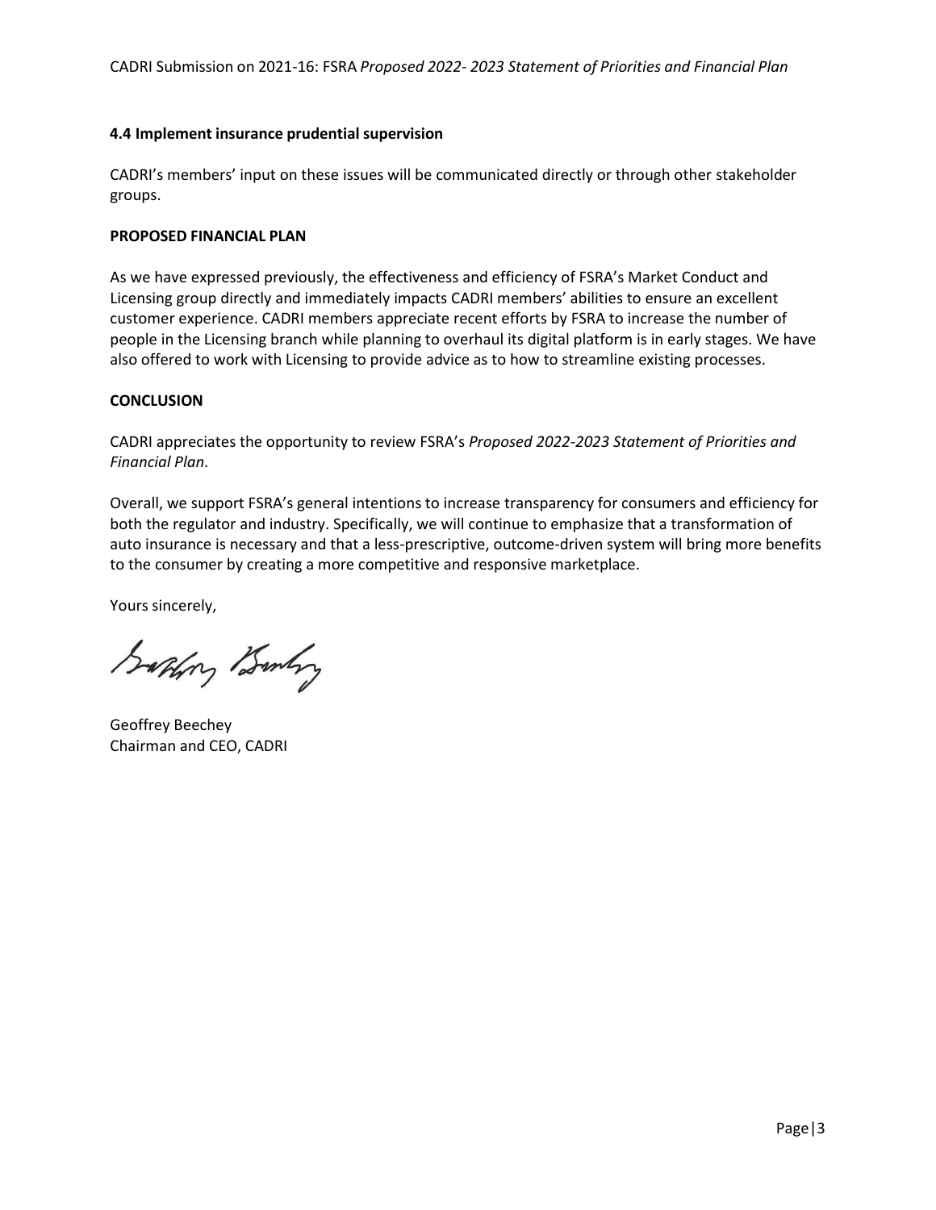**4.4 Implement insurance prudential supervision**

CADRI's members' input on these issues will be communicated directly or through other stakeholder groups.

**PROPOSED FINANCIAL PLAN**

As we have expressed previously, the effectiveness and efficiency of FSRA's Market Conduct and Licensing group directly and immediately impacts CADRI members' abilities to ensure an excellent customer experience. CADRI members appreciate recent efforts by FSRA to increase the number of people in the Licensing branch while planning to overhaul its digital platform is in early stages. We have also offered to work with Licensing to provide advice as to how to streamline existing processes.

**CONCLUSION**

CADRI appreciates the opportunity to review FSRA's *Proposed 2022-2023 Statement of Priorities and Financial Plan*.

Overall, we support FSRA's general intentions to increase transparency for consumers and efficiency for both the regulator and industry. Specifically, we will continue to emphasize that a transformation of auto insurance is necessary and that a less-prescriptive, outcome-driven system will bring more benefits to the consumer by creating a more competitive and responsive marketplace.

Yours sincerely,

Geoffrey Beechey
Chairman and CEO, CADRI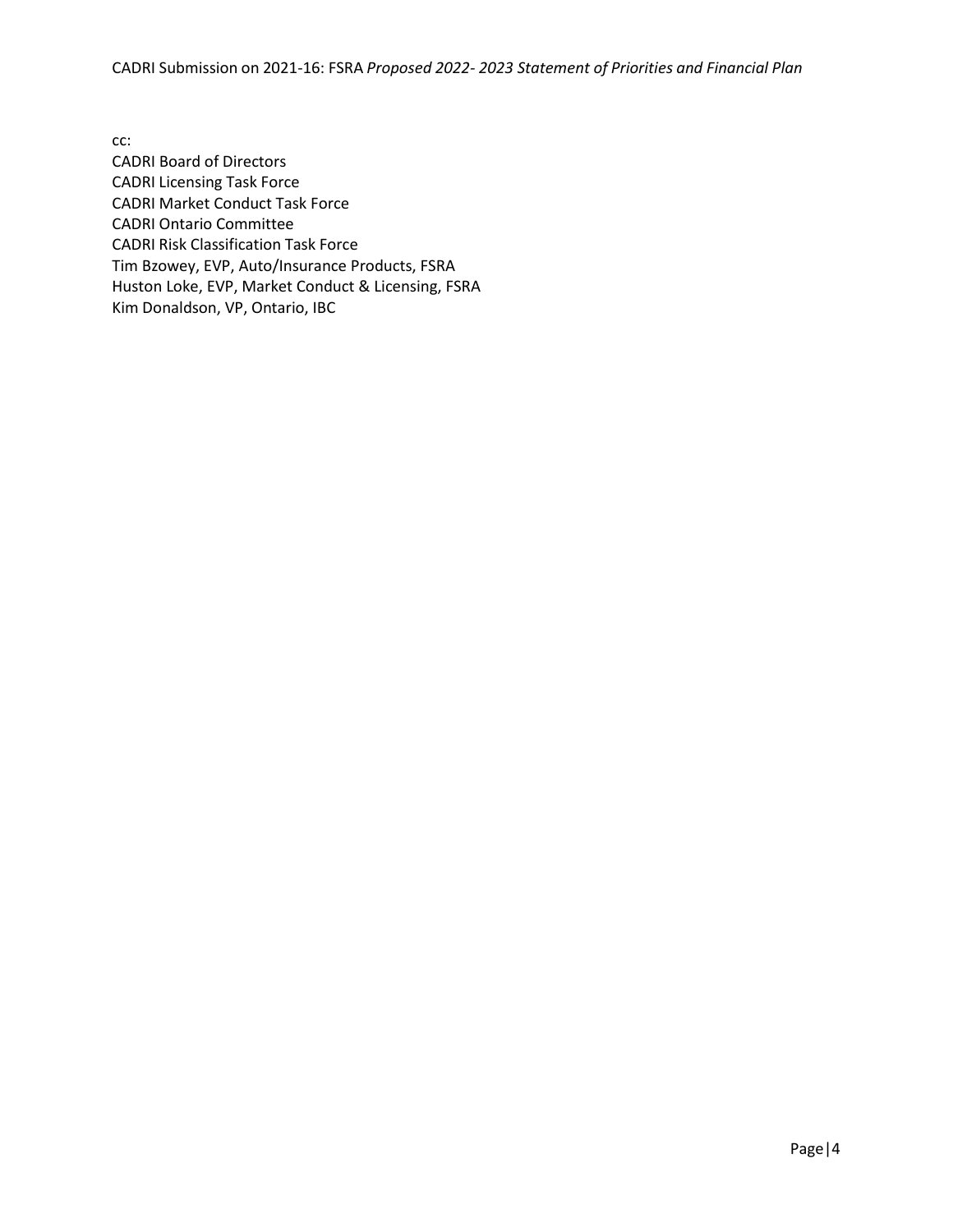cc:
CADRI Board of Directors
CADRI Licensing Task Force
CADRI Market Conduct Task Force
CADRI Ontario Committee
CADRI Risk Classification Task Force
Tim Bzowey, EVP, Auto/Insurance Products, FSRA
Huston Loke, EVP, Market Conduct & Licensing, FSRA
Kim Donaldson, VP, Ontario, IBC